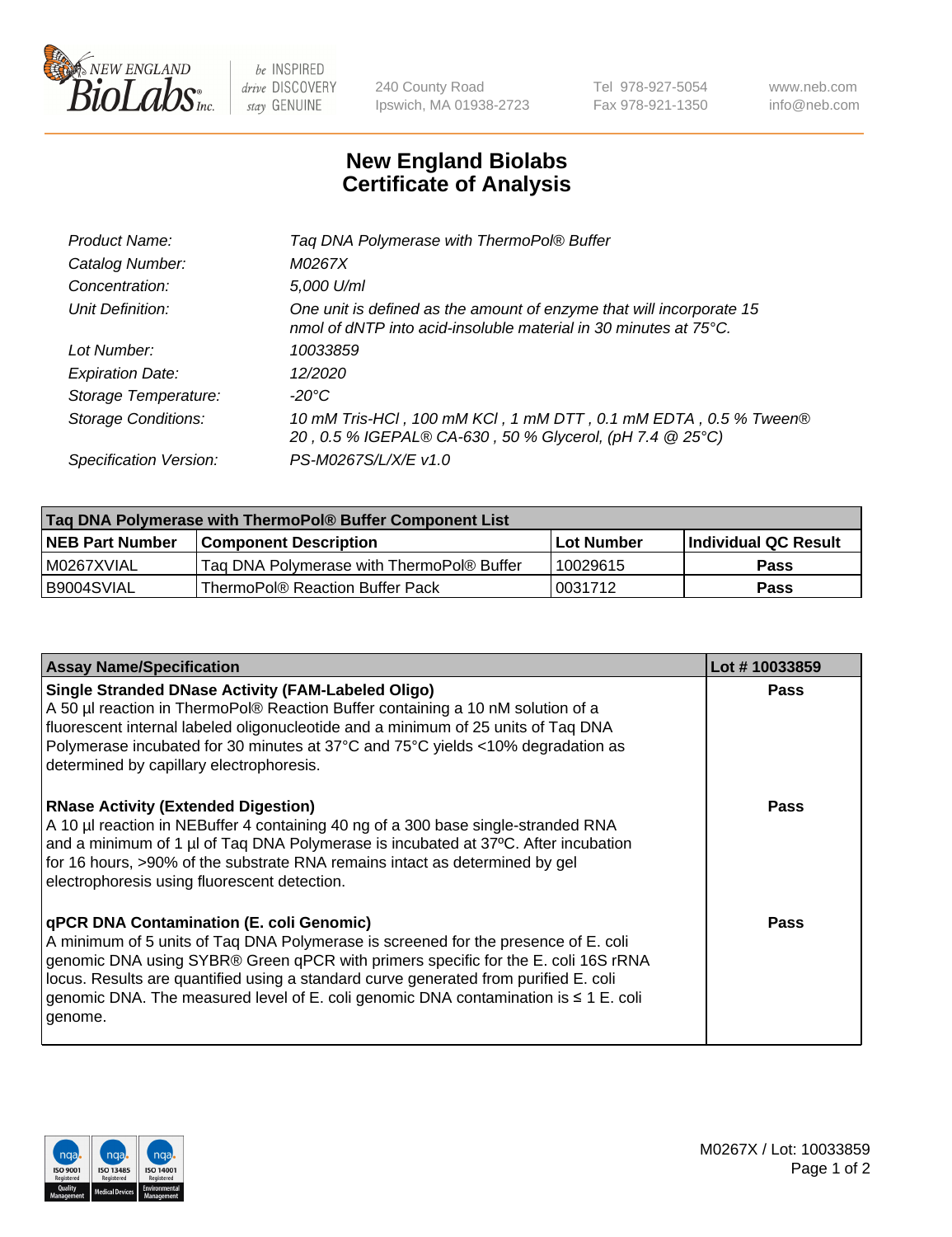NEW ENGLAND BioLabs Inc.

be INSPIRED drive DISCOVERY stay GENUINE

240 County Road
Ipswich, MA 01938-2723

Tel 978-927-5054
Fax 978-921-1350

www.neb.com
info@neb.com

# New England Biolabs
# Certificate of Analysis

| | |
|---|---|
| *Product Name:* | *Taq DNA Polymerase with ThermoPol® Buffer* |
| *Catalog Number:* | *M0267X* |
| *Concentration:* | *5,000 U/ml* |
| *Unit Definition:* | *One unit is defined as the amount of enzyme that will incorporate 15 nmol of dNTP into acid-insoluble material in 30 minutes at 75°C.* |
| *Lot Number:* | *10033859* |
| *Expiration Date:* | *12/2020* |
| *Storage Temperature:* | *-20°C* |
| *Storage Conditions:* | *10 mM Tris-HCl , 100 mM KCl , 1 mM DTT , 0.1 mM EDTA , 0.5 % Tween® 20 , 0.5 % IGEPAL® CA-630 , 50 % Glycerol, (pH 7.4 @ 25°C)* |
| *Specification Version:* | *PS-M0267S/L/X/E v1.0* |

| Taq DNA Polymerase with ThermoPol® Buffer Component List | | | |
|---|---|---|---|
| **NEB Part Number** | **Component Description** | **Lot Number** | **Individual QC Result** |
| M0267XVIAL | Taq DNA Polymerase with ThermoPol® Buffer | 10029615 | **Pass** |
| B9004SVIAL | ThermoPol® Reaction Buffer Pack | 0031712 | **Pass** |

| Assay Name/Specification | Lot # 10033859 |
|---|---|
| **Single Stranded DNase Activity (FAM-Labeled Oligo)**<br>A 50 µl reaction in ThermoPol® Reaction Buffer containing a 10 nM solution of a fluorescent internal labeled oligonucleotide and a minimum of 25 units of Taq DNA Polymerase incubated for 30 minutes at 37°C and 75°C yields <10% degradation as determined by capillary electrophoresis. | **Pass** |
| **RNase Activity (Extended Digestion)**<br>A 10 µl reaction in NEBuffer 4 containing 40 ng of a 300 base single-stranded RNA and a minimum of 1 µl of Taq DNA Polymerase is incubated at 37ºC. After incubation for 16 hours, >90% of the substrate RNA remains intact as determined by gel electrophoresis using fluorescent detection. | **Pass** |
| **qPCR DNA Contamination (E. coli Genomic)**<br>A minimum of 5 units of Taq DNA Polymerase is screened for the presence of E. coli genomic DNA using SYBR® Green qPCR with primers specific for the E. coli 16S rRNA locus. Results are quantified using a standard curve generated from purified E. coli genomic DNA. The measured level of E. coli genomic DNA contamination is ≤ 1 E. coli genome. | **Pass** |

M0267X / Lot: 10033859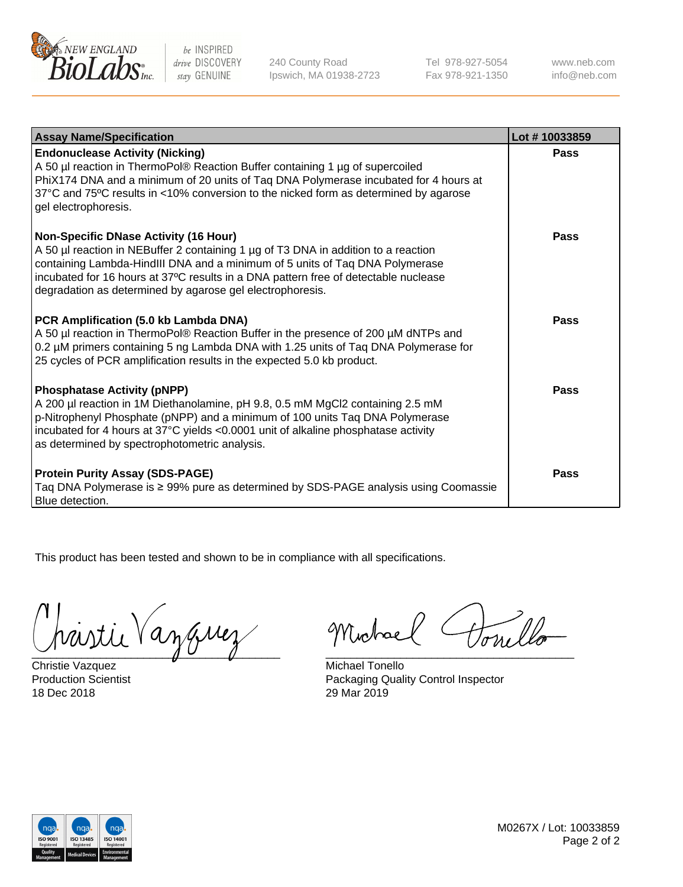| Assay Name/Specification | Lot # 10033859 |
|---|---|
| **Endonuclease Activity (Nicking)**<br>A 50 µl reaction in ThermoPol® Reaction Buffer containing 1 µg of supercoiled PhiX174 DNA and a minimum of 20 units of Taq DNA Polymerase incubated for 4 hours at 37°C and 75ºC results in <10% conversion to the nicked form as determined by agarose gel electrophoresis. | **Pass** |
| **Non-Specific DNase Activity (16 Hour)**<br>A 50 µl reaction in NEBuffer 2 containing 1 µg of T3 DNA in addition to a reaction containing Lambda-HindIII DNA and a minimum of 5 units of Taq DNA Polymerase incubated for 16 hours at 37ºC results in a DNA pattern free of detectable nuclease degradation as determined by agarose gel electrophoresis. | **Pass** |
| **PCR Amplification (5.0 kb Lambda DNA)**<br>A 50 µl reaction in ThermoPol® Reaction Buffer in the presence of 200 µM dNTPs and 0.2 µM primers containing 5 ng Lambda DNA with 1.25 units of Taq DNA Polymerase for 25 cycles of PCR amplification results in the expected 5.0 kb product. | **Pass** |
| **Phosphatase Activity (pNPP)**<br>A 200 µl reaction in 1M Diethanolamine, pH 9.8, 0.5 mM $MgCl_2$ containing 2.5 mM p-Nitrophenyl Phosphate (pNPP) and a minimum of 100 units Taq DNA Polymerase incubated for 4 hours at 37°C yields <0.0001 unit of alkaline phosphatase activity as determined by spectrophotometric analysis. | **Pass** |
| **Protein Purity Assay (SDS-PAGE)**<br>Taq DNA Polymerase is ≥ 99% pure as determined by SDS-PAGE analysis using Coomassie Blue detection. | **Pass** |

This product has been tested and shown to be in compliance with all specifications.

Christie Vazquez
Production Scientist
18 Dec 2018

Michael Tonello
Packaging Quality Control Inspector
29 Mar 2019

M0267X / Lot: 10033859